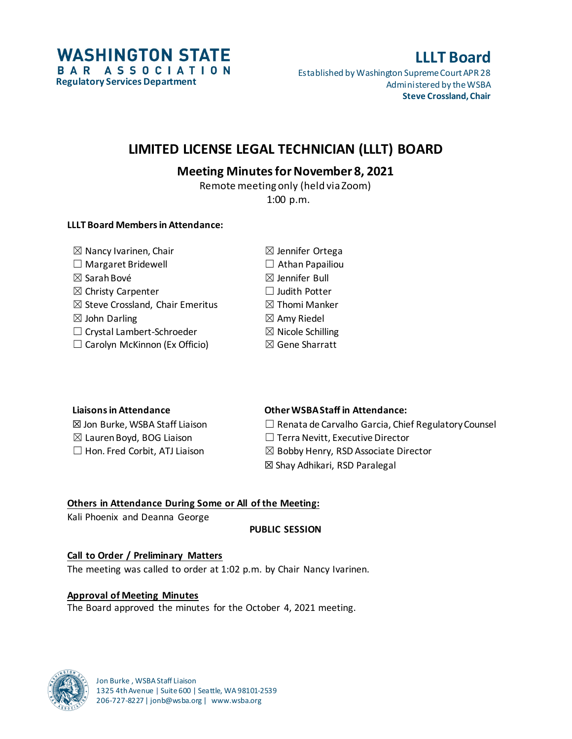**WASHINGTON STATE BAR ASSOCIATION**
**Regulatory Services Department**

**LLLT Board**
Established by Washington Supreme Court APR 28
Administered by the WSBA
**Steve Crossland, Chair**

# LIMITED LICENSE LEGAL TECHNICIAN (LLLT) BOARD

## Meeting Minutes for November 8, 2021

Remote meeting only (held via Zoom)
1:00 p.m.

**LLLT Board Members in Attendance:**

☒ Nancy Ivarinen, Chair
☐ Margaret Bridewell
☒ Sarah Bové
☒ Christy Carpenter
☒ Steve Crossland, Chair Emeritus
☒ John Darling
☐ Crystal Lambert-Schroeder
☐ Carolyn McKinnon (Ex Officio)
☒ Jennifer Ortega
☐ Athan Papailiou
☒ Jennifer Bull
☐ Judith Potter
☒ Thomi Manker
☒ Amy Riedel
☒ Nicole Schilling
☒ Gene Sharratt

**Liaisons in Attendance**

☒ Jon Burke, WSBA Staff Liaison
☒ Lauren Boyd, BOG Liaison
☐ Hon. Fred Corbit, ATJ Liaison

**Other WSBA Staff in Attendance:**

☐ Renata de Carvalho Garcia, Chief Regulatory Counsel
☐ Terra Nevitt, Executive Director
☒ Bobby Henry, RSD Associate Director
☒ Shay Adhikari, RSD Paralegal

**Others in Attendance During Some or All of the Meeting:**

Kali Phoenix and Deanna George

**PUBLIC SESSION**

**Call to Order / Preliminary Matters**

The meeting was called to order at 1:02 p.m. by Chair Nancy Ivarinen.

**Approval of Meeting Minutes**

The Board approved the minutes for the October 4, 2021 meeting.

Jon Burke, WSBA Staff Liaison
1325 4th Avenue | Suite 600 | Seattle, WA 98101-2539
206-727-8227 | jonb@wsba.org | www.wsba.org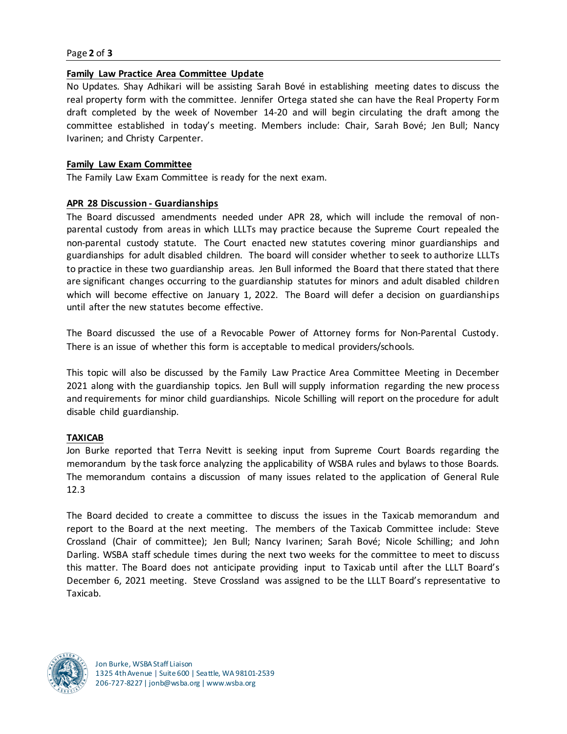**Family Law Practice Area Committee Update**

No Updates. Shay Adhikari will be assisting Sarah Bové in establishing meeting dates to discuss the real property form with the committee. Jennifer Ortega stated she can have the Real Property Form draft completed by the week of November 14-20 and will begin circulating the draft among the committee established in today's meeting. Members include: Chair, Sarah Bové; Jen Bull; Nancy Ivarinen; and Christy Carpenter.

**Family Law Exam Committee**

The Family Law Exam Committee is ready for the next exam.

**APR 28 Discussion - Guardianships**

The Board discussed amendments needed under APR 28, which will include the removal of non-parental custody from areas in which LLLTs may practice because the Supreme Court repealed the non-parental custody statute. The Court enacted new statutes covering minor guardianships and guardianships for adult disabled children. The board will consider whether to seek to authorize LLLTs to practice in these two guardianship areas. Jen Bull informed the Board that there stated that there are significant changes occurring to the guardianship statutes for minors and adult disabled children which will become effective on January 1, 2022. The Board will defer a decision on guardianships until after the new statutes become effective.

The Board discussed the use of a Revocable Power of Attorney forms for Non-Parental Custody. There is an issue of whether this form is acceptable to medical providers/schools.

This topic will also be discussed by the Family Law Practice Area Committee Meeting in December 2021 along with the guardianship topics. Jen Bull will supply information regarding the new process and requirements for minor child guardianships. Nicole Schilling will report on the procedure for adult disable child guardianship.

**TAXICAB**

Jon Burke reported that Terra Nevitt is seeking input from Supreme Court Boards regarding the memorandum by the task force analyzing the applicability of WSBA rules and bylaws to those Boards. The memorandum contains a discussion of many issues related to the application of General Rule 12.3

The Board decided to create a committee to discuss the issues in the Taxicab memorandum and report to the Board at the next meeting. The members of the Taxicab Committee include: Steve Crossland (Chair of committee); Jen Bull; Nancy Ivarinen; Sarah Bové; Nicole Schilling; and John Darling. WSBA staff schedule times during the next two weeks for the committee to meet to discuss this matter. The Board does not anticipate providing input to Taxicab until after the LLLT Board's December 6, 2021 meeting. Steve Crossland was assigned to be the LLLT Board's representative to Taxicab.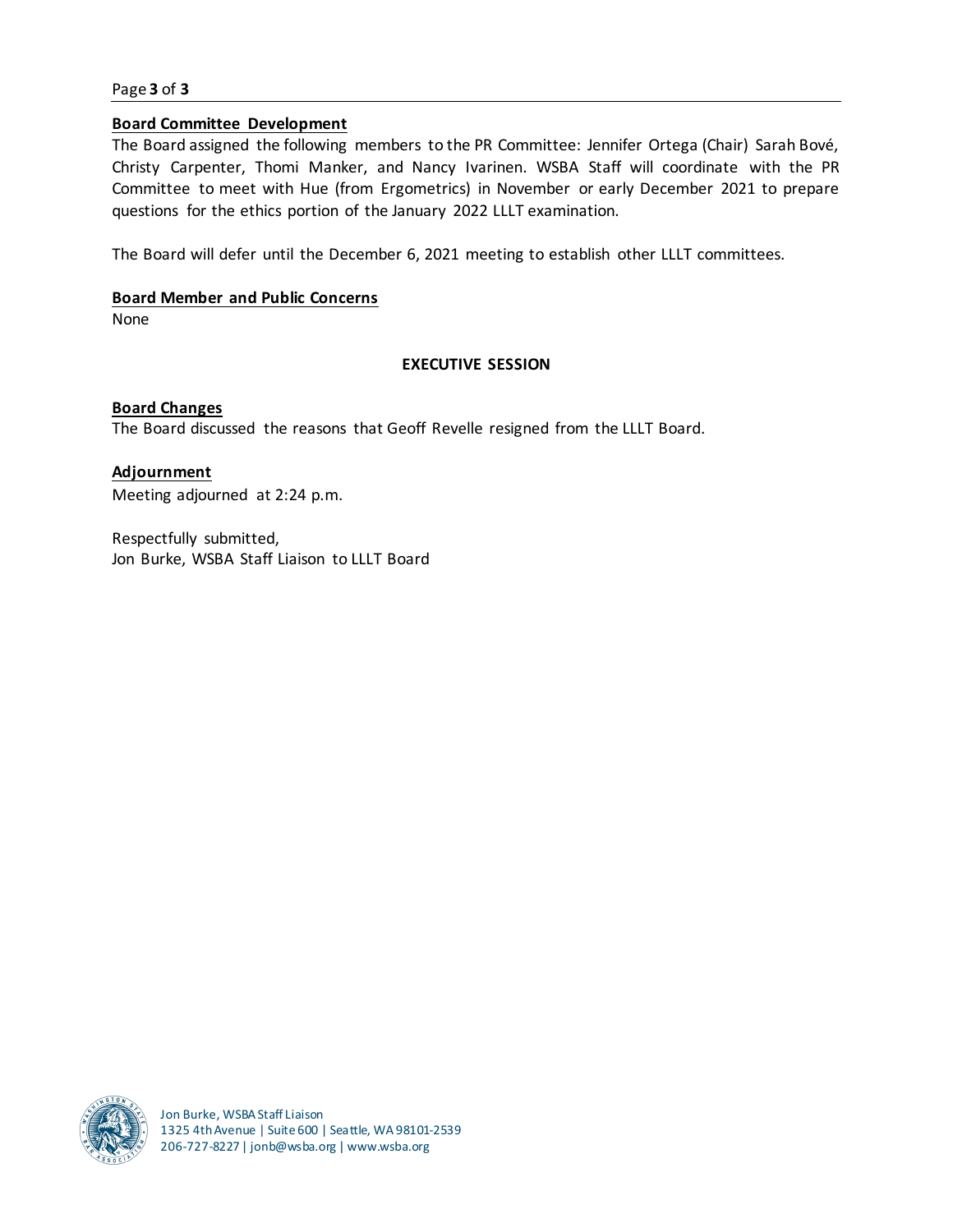**Board Committee Development**

The Board assigned the following members to the PR Committee: Jennifer Ortega (Chair) Sarah Bové, Christy Carpenter, Thomi Manker, and Nancy Ivarinen. WSBA Staff will coordinate with the PR Committee to meet with Hue (from Ergometrics) in November or early December 2021 to prepare questions for the ethics portion of the January 2022 LLLT examination.

The Board will defer until the December 6, 2021 meeting to establish other LLLT committees.

**Board Member and Public Concerns**

None

**EXECUTIVE SESSION**

**Board Changes**

The Board discussed the reasons that Geoff Revelle resigned from the LLLT Board.

**Adjournment**

Meeting adjourned at 2:24 p.m.

Respectfully submitted,
Jon Burke, WSBA Staff Liaison to LLLT Board

Jon Burke, WSBA Staff Liaison
1325 4th Avenue | Suite 600 | Seattle, WA 98101-2539
206-727-8227 | jonb@wsba.org | www.wsba.org